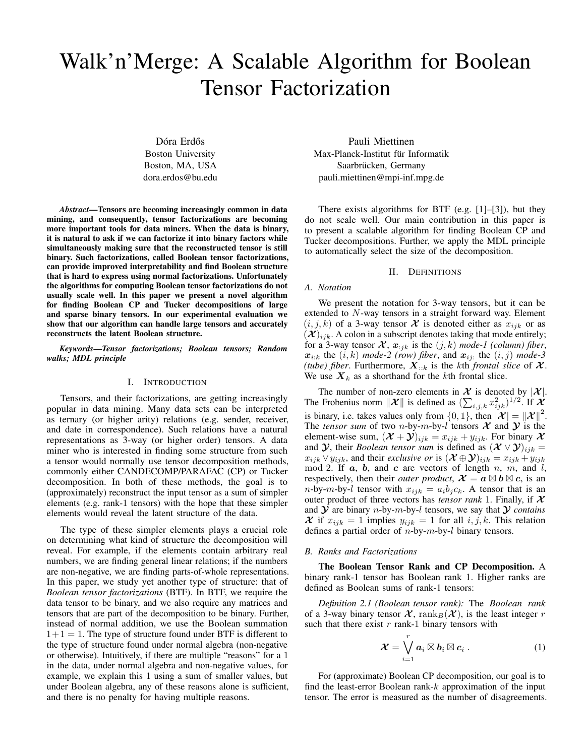# Walk'n'Merge: A Scalable Algorithm for Boolean Tensor Factorization

Dóra Erdős
Boston University
Boston, MA, USA
dora.erdos@bu.edu

Pauli Miettinen
Max-Planck-Institut für Informatik
Saarbrücken, Germany
pauli.miettinen@mpi-inf.mpg.de

***Abstract*—Tensors are becoming increasingly common in data mining, and consequently, tensor factorizations are becoming more important tools for data miners. When the data is binary, it is natural to ask if we can factorize it into binary factors while simultaneously making sure that the reconstructed tensor is still binary. Such factorizations, called Boolean tensor factorizations, can provide improved interpretability and find Boolean structure that is hard to express using normal factorizations. Unfortunately the algorithms for computing Boolean tensor factorizations do not usually scale well. In this paper we present a novel algorithm for finding Boolean CP and Tucker decompositions of large and sparse binary tensors. In our experimental evaluation we show that our algorithm can handle large tensors and accurately reconstructs the latent Boolean structure.**

***Keywords*—Tensor factorizations; Boolean tensors; Random walks; MDL principle**

## I. Introduction

Tensors, and their factorizations, are getting increasingly popular in data mining. Many data sets can be interpreted as ternary (or higher arity) relations (e.g. sender, receiver, and date in correspondence). Such relations have a natural representations as 3-way (or higher order) tensors. A data miner who is interested in finding some structure from such a tensor would normally use tensor decomposition methods, commonly either CANDECOMP/PARAFAC (CP) or Tucker decomposition. In both of these methods, the goal is to (approximately) reconstruct the input tensor as a sum of simpler elements (e.g. rank-1 tensors) with the hope that these simpler elements would reveal the latent structure of the data.

The type of these simpler elements plays a crucial role on determining what kind of structure the decomposition will reveal. For example, if the elements contain arbitrary real numbers, we are finding general linear relations; if the numbers are non-negative, we are finding parts-of-whole representations. In this paper, we study yet another type of structure: that of *Boolean tensor factorizations* (BTF). In BTF, we require the data tensor to be binary, and we also require any matrices and tensors that are part of the decomposition to be binary. Further, instead of normal addition, we use the Boolean summation $1+1=1$. The type of structure found under BTF is different to the type of structure found under normal algebra (non-negative or otherwise). Intuitively, if there are multiple "reasons" for a 1 in the data, under normal algebra and non-negative values, for example, we explain this 1 using a sum of smaller values, but under Boolean algebra, any of these reasons alone is sufficient, and there is no penalty for having multiple reasons.

There exists algorithms for BTF (e.g. [1]–[3]), but they do not scale well. Our main contribution in this paper is to present a scalable algorithm for finding Boolean CP and Tucker decompositions. Further, we apply the MDL principle to automatically select the size of the decomposition.

## II. Definitions

### A. Notation

We present the notation for 3-way tensors, but it can be extended to $N$-way tensors in a straight forward way. Element $(i,j,k)$ of a 3-way tensor $\boldsymbol{\mathcal{X}}$ is denoted either as $x_{ijk}$ or as $(\boldsymbol{\mathcal{X}})_{ijk}$. A colon in a subscript denotes taking that mode entirely; for a 3-way tensor $\boldsymbol{\mathcal{X}}$, $\boldsymbol{x}_{:jk}$ is the $(j,k)$ *mode-1 (column) fiber*, $\boldsymbol{x}_{i:k}$ the $(i,k)$ *mode-2 (row) fiber*, and $\boldsymbol{x}_{ij:}$ the $(i,j)$ *mode-3 (tube) fiber*. Furthermore, $\boldsymbol{X}_{::k}$ is the $k$th *frontal slice* of $\boldsymbol{\mathcal{X}}$. We use $\boldsymbol{X}_k$ as a shorthand for the $k$th frontal slice.

The number of non-zero elements in $\boldsymbol{\mathcal{X}}$ is denoted by $|\boldsymbol{\mathcal{X}}|$. The Frobenius norm $\|\boldsymbol{\mathcal{X}}\|$ is defined as $(\sum_{i,j,k} x_{ijk}^2)^{1/2}$. If $\boldsymbol{\mathcal{X}}$ is binary, i.e. takes values only from $\{0,1\}$, then $|\boldsymbol{\mathcal{X}}| = \|\boldsymbol{\mathcal{X}}\|^2$. The *tensor sum* of two $n$-by-$m$-by-$l$ tensors $\boldsymbol{\mathcal{X}}$ and $\boldsymbol{\mathcal{Y}}$ is the element-wise sum, $(\boldsymbol{\mathcal{X}} + \boldsymbol{\mathcal{Y}})_{ijk} = x_{ijk} + y_{ijk}$. For binary $\boldsymbol{\mathcal{X}}$ and $\boldsymbol{\mathcal{Y}}$, their *Boolean tensor sum* is defined as $(\boldsymbol{\mathcal{X}} \vee \boldsymbol{\mathcal{Y}})_{ijk} = x_{ijk} \vee y_{ijk}$, and their *exclusive or* is $(\boldsymbol{\mathcal{X}} \oplus \boldsymbol{\mathcal{Y}})_{ijk} = x_{ijk} + y_{ijk} \mod 2$. If $\boldsymbol{a}$, $\boldsymbol{b}$, and $\boldsymbol{c}$ are vectors of length $n$, $m$, and $l$, respectively, then their *outer product*, $\boldsymbol{\mathcal{X}} = \boldsymbol{a} \boxtimes \boldsymbol{b} \boxtimes \boldsymbol{c}$, is an $n$-by-$m$-by-$l$ tensor with $x_{ijk} = a_i b_j c_k$. A tensor that is an outer product of three vectors has *tensor rank* 1. Finally, if $\boldsymbol{\mathcal{X}}$ and $\boldsymbol{\mathcal{Y}}$ are binary $n$-by-$m$-by-$l$ tensors, we say that $\boldsymbol{\mathcal{Y}}$ *contains* $\boldsymbol{\mathcal{X}}$ if $x_{ijk} = 1$ implies $y_{ijk} = 1$ for all $i, j, k$. This relation defines a partial order of $n$-by-$m$-by-$l$ binary tensors.

### B. Ranks and Factorizations

**The Boolean Tensor Rank and CP Decomposition.** A binary rank-1 tensor has Boolean rank 1. Higher ranks are defined as Boolean sums of rank-1 tensors:

*Definition 2.1 (Boolean tensor rank):* The *Boolean rank* of a 3-way binary tensor $\boldsymbol{\mathcal{X}}$, $\operatorname{rank}_B(\boldsymbol{\mathcal{X}})$, is the least integer $r$ such that there exist $r$ rank-1 binary tensors with

$$\boldsymbol{\mathcal{X}} = \bigvee_{i=1}^{r} \boldsymbol{a}_i \boxtimes \boldsymbol{b}_i \boxtimes \boldsymbol{c}_i \; . \tag{1}$$

For (approximate) Boolean CP decomposition, our goal is to find the least-error Boolean rank-$k$ approximation of the input tensor. The error is measured as the number of disagreements.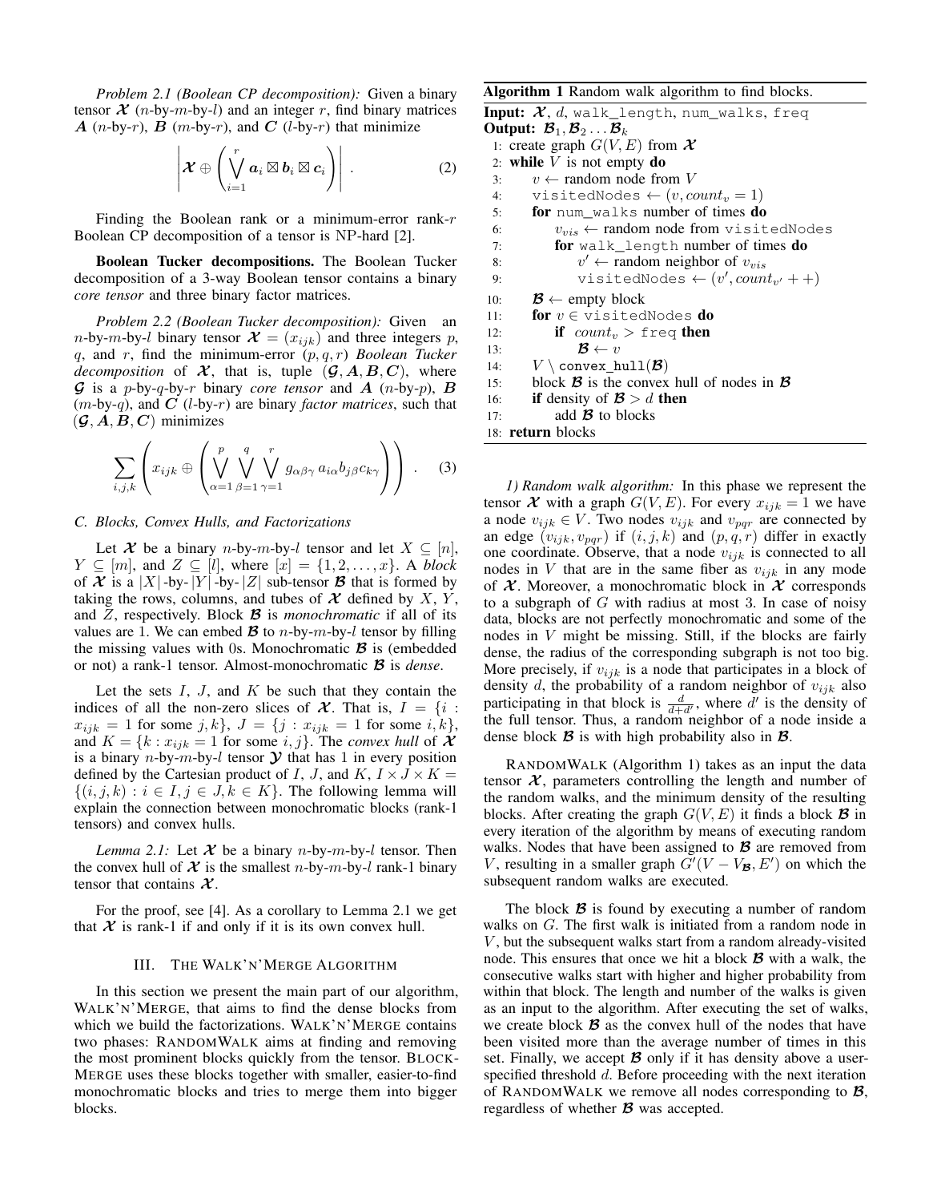*Problem 2.1 (Boolean CP decomposition):* Given a binary tensor $\mathcal{X}$ ($n$-by-$m$-by-$l$) and an integer $r$, find binary matrices $\boldsymbol{A}$ ($n$-by-$r$), $\boldsymbol{B}$ ($m$-by-$r$), and $\boldsymbol{C}$ ($l$-by-$r$) that minimize

$$\left| \mathcal{X} \oplus \left( \bigvee_{i=1}^{r} \boldsymbol{a}_i \boxtimes \boldsymbol{b}_i \boxtimes \boldsymbol{c}_i \right) \right| . \quad (2)$$

Finding the Boolean rank or a minimum-error rank-$r$ Boolean CP decomposition of a tensor is NP-hard [2].

**Boolean Tucker decompositions.** The Boolean Tucker decomposition of a 3-way Boolean tensor contains a binary *core tensor* and three binary factor matrices.

*Problem 2.2 (Boolean Tucker decomposition):* Given an $n$-by-$m$-by-$l$ binary tensor $\mathcal{X} = (x_{ijk})$ and three integers $p$, $q$, and $r$, find the minimum-error $(p, q, r)$ *Boolean Tucker decomposition* of $\mathcal{X}$, that is, tuple $(\mathcal{G}, \boldsymbol{A}, \boldsymbol{B}, \boldsymbol{C})$, where $\mathcal{G}$ is a $p$-by-$q$-by-$r$ binary *core tensor* and $\boldsymbol{A}$ ($n$-by-$p$), $\boldsymbol{B}$ ($m$-by-$q$), and $\boldsymbol{C}$ ($l$-by-$r$) are binary *factor matrices*, such that $(\mathcal{G}, \boldsymbol{A}, \boldsymbol{B}, \boldsymbol{C})$ minimizes

$$\sum_{i,j,k} \left( x_{ijk} \oplus \left( \bigvee_{\alpha=1}^{p} \bigvee_{\beta=1}^{q} \bigvee_{\gamma=1}^{r} g_{\alpha\beta\gamma}\, a_{i\alpha} b_{j\beta} c_{k\gamma} \right) \right) . \quad (3)$$

### C. Blocks, Convex Hulls, and Factorizations

Let $\mathcal{X}$ be a binary $n$-by-$m$-by-$l$ tensor and let $X \subseteq [n]$, $Y \subseteq [m]$, and $Z \subseteq [l]$, where $[x] = \{1, 2, \ldots, x\}$. A *block* of $\mathcal{X}$ is a $|X|$-by-$|Y|$-by-$|Z|$ sub-tensor $\mathcal{B}$ that is formed by taking the rows, columns, and tubes of $\mathcal{X}$ defined by $X$, $Y$, and $Z$, respectively. Block $\mathcal{B}$ is *monochromatic* if all of its values are 1. We can embed $\mathcal{B}$ to $n$-by-$m$-by-$l$ tensor by filling the missing values with 0s. Monochromatic $\mathcal{B}$ is (embedded or not) a rank-1 tensor. Almost-monochromatic $\mathcal{B}$ is *dense*.

Let the sets $I$, $J$, and $K$ be such that they contain the indices of all the non-zero slices of $\mathcal{X}$. That is, $I = \{i : x_{ijk} = 1 \text{ for some } j, k\}$, $J = \{j : x_{ijk} = 1 \text{ for some } i, k\}$, and $K = \{k : x_{ijk} = 1 \text{ for some } i, j\}$. The *convex hull* of $\mathcal{X}$ is a binary $n$-by-$m$-by-$l$ tensor $\mathcal{Y}$ that has 1 in every position defined by the Cartesian product of $I$, $J$, and $K$, $I \times J \times K = \{(i, j, k) : i \in I, j \in J, k \in K\}$. The following lemma will explain the connection between monochromatic blocks (rank-1 tensors) and convex hulls.

*Lemma 2.1:* Let $\mathcal{X}$ be a binary $n$-by-$m$-by-$l$ tensor. Then the convex hull of $\mathcal{X}$ is the smallest $n$-by-$m$-by-$l$ rank-1 binary tensor that contains $\mathcal{X}$.

For the proof, see [4]. As a corollary to Lemma 2.1 we get that $\mathcal{X}$ is rank-1 if and only if it is its own convex hull.

## III. The Walk'n'Merge Algorithm

In this section we present the main part of our algorithm, Walk'n'Merge, that aims to find the dense blocks from which we build the factorizations. Walk'n'Merge contains two phases: RandomWalk aims at finding and removing the most prominent blocks quickly from the tensor. BlockMerge uses these blocks together with smaller, easier-to-find monochromatic blocks and tries to merge them into bigger blocks.

**Algorithm 1** Random walk algorithm to find blocks.

**Input:** $\mathcal{X}$, $d$, `walk_length`, `num_walks`, `freq`
**Output:** $\mathcal{B}_1, \mathcal{B}_2 \ldots \mathcal{B}_k$

```
1: create graph G(V, E) from X
2: while V is not empty do
3:     v ← random node from V
4:     visitedNodes ← (v, count_v = 1)
5:     for num_walks number of times do
6:         v_vis ← random node from visitedNodes
7:         for walk_length number of times do
8:             v' ← random neighbor of v_vis
9:             visitedNodes ← (v', count_v' ++)
10:    B ← empty block
11:    for v ∈ visitedNodes do
12:        if count_v > freq then
13:            B ← v
14:    V \ convex_hull(B)
15:    block B is the convex hull of nodes in B
16:    if density of B > d then
17:        add B to blocks
18: return blocks
```

*1) Random walk algorithm:* In this phase we represent the tensor $\mathcal{X}$ with a graph $G(V, E)$. For every $x_{ijk} = 1$ we have a node $v_{ijk} \in V$. Two nodes $v_{ijk}$ and $v_{pqr}$ are connected by an edge $(v_{ijk}, v_{pqr})$ if $(i, j, k)$ and $(p, q, r)$ differ in exactly one coordinate. Observe, that a node $v_{ijk}$ is connected to all nodes in $V$ that are in the same fiber as $v_{ijk}$ in any mode of $\mathcal{X}$. Moreover, a monochromatic block in $\mathcal{X}$ corresponds to a subgraph of $G$ with radius at most 3. In case of noisy data, blocks are not perfectly monochromatic and some of the nodes in $V$ might be missing. Still, if the blocks are fairly dense, the radius of the corresponding subgraph is not too big. More precisely, if $v_{ijk}$ is a node that participates in a block of density $d$, the probability of a random neighbor of $v_{ijk}$ also participating in that block is $\frac{d}{d+d'}$, where $d'$ is the density of the full tensor. Thus, a random neighbor of a node inside a dense block $\mathcal{B}$ is with high probability also in $\mathcal{B}$.

RandomWalk (Algorithm 1) takes as an input the data tensor $\mathcal{X}$, parameters controlling the length and number of the random walks, and the minimum density of the resulting blocks. After creating the graph $G(V, E)$ it finds a block $\mathcal{B}$ in every iteration of the algorithm by means of executing random walks. Nodes that have been assigned to $\mathcal{B}$ are removed from $V$, resulting in a smaller graph $G'(V - V_{\mathcal{B}}, E')$ on which the subsequent random walks are executed.

The block $\mathcal{B}$ is found by executing a number of random walks on $G$. The first walk is initiated from a random node in $V$, but the subsequent walks start from a random already-visited node. This ensures that once we hit a block $\mathcal{B}$ with a walk, the consecutive walks start with higher and higher probability from within that block. The length and number of the walks is given as an input to the algorithm. After executing the set of walks, we create block $\mathcal{B}$ as the convex hull of the nodes that have been visited more than the average number of times in this set. Finally, we accept $\mathcal{B}$ only if it has density above a user-specified threshold $d$. Before proceeding with the next iteration of RandomWalk we remove all nodes corresponding to $\mathcal{B}$, regardless of whether $\mathcal{B}$ was accepted.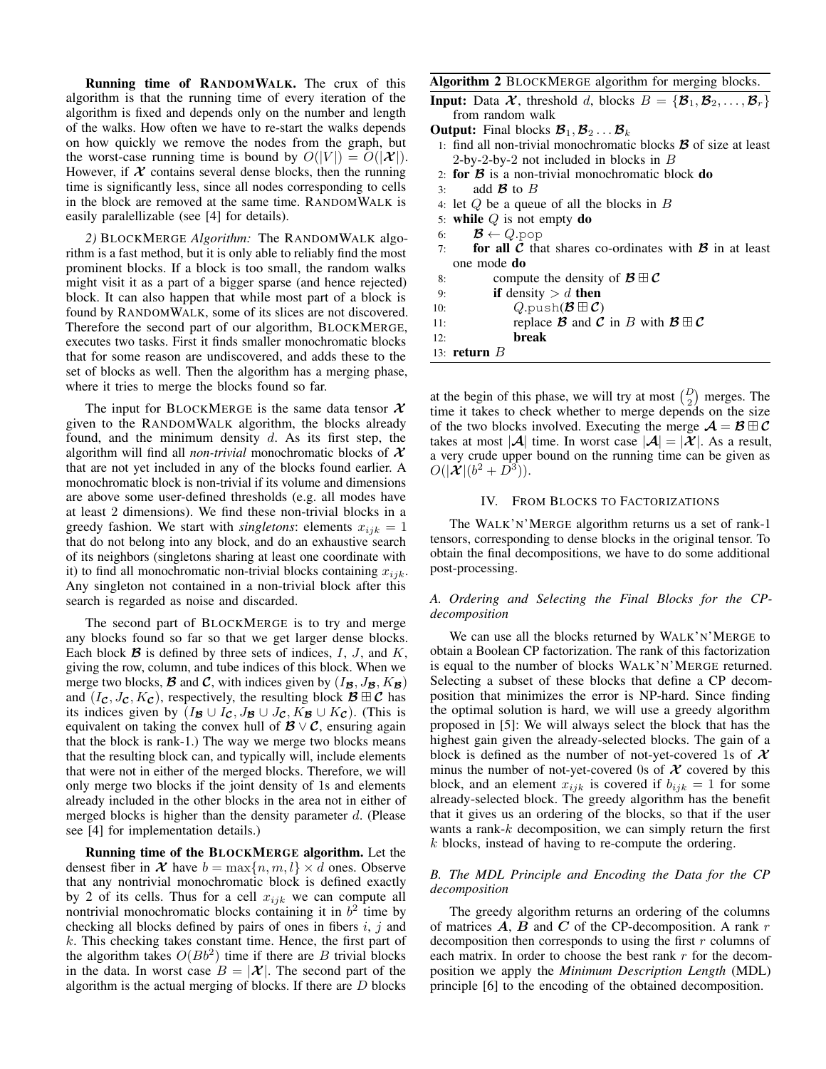**Running time of RANDOMWALK.** The crux of this algorithm is that the running time of every iteration of the algorithm is fixed and depends only on the number and length of the walks. How often we have to re-start the walks depends on how quickly we remove the nodes from the graph, but the worst-case running time is bound by $O(|V|) = O(|\boldsymbol{\mathcal{X}}|)$. However, if $\boldsymbol{\mathcal{X}}$ contains several dense blocks, then the running time is significantly less, since all nodes corresponding to cells in the block are removed at the same time. RANDOMWALK is easily paralellizable (see [4] for details).

*2) BLOCKMERGE Algorithm:* The RANDOMWALK algorithm is a fast method, but it is only able to reliably find the most prominent blocks. If a block is too small, the random walks might visit it as a part of a bigger sparse (and hence rejected) block. It can also happen that while most part of a block is found by RANDOMWALK, some of its slices are not discovered. Therefore the second part of our algorithm, BLOCKMERGE, executes two tasks. First it finds smaller monochromatic blocks that for some reason are undiscovered, and adds these to the set of blocks as well. Then the algorithm has a merging phase, where it tries to merge the blocks found so far.

The input for BLOCKMERGE is the same data tensor $\boldsymbol{\mathcal{X}}$ given to the RANDOMWALK algorithm, the blocks already found, and the minimum density $d$. As its first step, the algorithm will find all *non-trivial* monochromatic blocks of $\boldsymbol{\mathcal{X}}$ that are not yet included in any of the blocks found earlier. A monochromatic block is non-trivial if its volume and dimensions are above some user-defined thresholds (e.g. all modes have at least 2 dimensions). We find these non-trivial blocks in a greedy fashion. We start with *singletons*: elements $x_{ijk} = 1$ that do not belong into any block, and do an exhaustive search of its neighbors (singletons sharing at least one coordinate with it) to find all monochromatic non-trivial blocks containing $x_{ijk}$. Any singleton not contained in a non-trivial block after this search is regarded as noise and discarded.

The second part of BLOCKMERGE is to try and merge any blocks found so far so that we get larger dense blocks. Each block $\boldsymbol{\mathcal{B}}$ is defined by three sets of indices, $I$, $J$, and $K$, giving the row, column, and tube indices of this block. When we merge two blocks, $\boldsymbol{\mathcal{B}}$ and $\boldsymbol{\mathcal{C}}$, with indices given by $(I_{\boldsymbol{\mathcal{B}}}, J_{\boldsymbol{\mathcal{B}}}, K_{\boldsymbol{\mathcal{B}}})$ and $(I_{\boldsymbol{\mathcal{C}}}, J_{\boldsymbol{\mathcal{C}}}, K_{\boldsymbol{\mathcal{C}}})$, respectively, the resulting block $\boldsymbol{\mathcal{B}} \boxplus \boldsymbol{\mathcal{C}}$ has its indices given by $(I_{\boldsymbol{\mathcal{B}}} \cup I_{\boldsymbol{\mathcal{C}}}, J_{\boldsymbol{\mathcal{B}}} \cup J_{\boldsymbol{\mathcal{C}}}, K_{\boldsymbol{\mathcal{B}}} \cup K_{\boldsymbol{\mathcal{C}}})$. (This is equivalent on taking the convex hull of $\boldsymbol{\mathcal{B}} \vee \boldsymbol{\mathcal{C}}$, ensuring again that the block is rank-1.) The way we merge two blocks means that the resulting block can, and typically will, include elements that were not in either of the merged blocks. Therefore, we will only merge two blocks if the joint density of 1s and elements already included in the other blocks in the area not in either of merged blocks is higher than the density parameter $d$. (Please see [4] for implementation details.)

**Running time of the BLOCKMERGE algorithm.** Let the densest fiber in $\boldsymbol{\mathcal{X}}$ have $b = \max\{n, m, l\} \times d$ ones. Observe that any nontrivial monochromatic block is defined exactly by 2 of its cells. Thus for a cell $x_{ijk}$ we can compute all nontrivial monochromatic blocks containing it in $b^2$ time by checking all blocks defined by pairs of ones in fibers $i$, $j$ and $k$. This checking takes constant time. Hence, the first part of the algorithm takes $O(Bb^2)$ time if there are $B$ trivial blocks in the data. In worst case $B = |\boldsymbol{\mathcal{X}}|$. The second part of the algorithm is the actual merging of blocks. If there are $D$ blocks at the begin of this phase, we will try at most $\binom{D}{2}$ merges. The time it takes to check whether to merge depends on the size of the two blocks involved. Executing the merge $\boldsymbol{\mathcal{A}} = \boldsymbol{\mathcal{B}} \boxplus \boldsymbol{\mathcal{C}}$ takes at most $|\boldsymbol{\mathcal{A}}|$ time. In worst case $|\boldsymbol{\mathcal{A}}| = |\boldsymbol{\mathcal{X}}|$. As a result, a very crude upper bound on the running time can be given as $O(|\boldsymbol{\mathcal{X}}|(b^2 + D^3))$.

**Algorithm 2** BLOCKMERGE algorithm for merging blocks.

**Input:** Data $\boldsymbol{\mathcal{X}}$, threshold $d$, blocks $B = \{\boldsymbol{\mathcal{B}}_1, \boldsymbol{\mathcal{B}}_2, \ldots, \boldsymbol{\mathcal{B}}_r\}$ from random walk
**Output:** Final blocks $\boldsymbol{\mathcal{B}}_1, \boldsymbol{\mathcal{B}}_2 \ldots \boldsymbol{\mathcal{B}}_k$

```
1: find all non-trivial monochromatic blocks 𝓑 of size at least
   2-by-2-by-2 not included in blocks in B
2: for 𝓑 is a non-trivial monochromatic block do
3:     add 𝓑 to B
4: let Q be a queue of all the blocks in B
5: while Q is not empty do
6:     𝓑 ← Q.pop
7:     for all 𝓒 that shares co-ordinates with 𝓑 in at least
       one mode do
8:         compute the density of 𝓑 ⊞ 𝓒
9:         if density > d then
10:            Q.push(𝓑 ⊞ 𝓒)
11:            replace 𝓑 and 𝓒 in B with 𝓑 ⊞ 𝓒
12:            break
13: return B
```

## IV. FROM BLOCKS TO FACTORIZATIONS

The WALK'N'MERGE algorithm returns us a set of rank-1 tensors, corresponding to dense blocks in the original tensor. To obtain the final decompositions, we have to do some additional post-processing.

### A. Ordering and Selecting the Final Blocks for the CP-decomposition

We can use all the blocks returned by WALK'N'MERGE to obtain a Boolean CP factorization. The rank of this factorization is equal to the number of blocks WALK'N'MERGE returned. Selecting a subset of these blocks that define a CP decomposition that minimizes the error is NP-hard. Since finding the optimal solution is hard, we will use a greedy algorithm proposed in [5]: We will always select the block that has the highest gain given the already-selected blocks. The gain of a block is defined as the number of not-yet-covered 1s of $\boldsymbol{\mathcal{X}}$ minus the number of not-yet-covered 0s of $\boldsymbol{\mathcal{X}}$ covered by this block, and an element $x_{ijk}$ is covered if $b_{ijk} = 1$ for some already-selected block. The greedy algorithm has the benefit that it gives us an ordering of the blocks, so that if the user wants a rank-$k$ decomposition, we can simply return the first $k$ blocks, instead of having to re-compute the ordering.

### B. The MDL Principle and Encoding the Data for the CP decomposition

The greedy algorithm returns an ordering of the columns of matrices $\boldsymbol{A}$, $\boldsymbol{B}$ and $\boldsymbol{C}$ of the CP-decomposition. A rank $r$ decomposition then corresponds to using the first $r$ columns of each matrix. In order to choose the best rank $r$ for the decomposition we apply the *Minimum Description Length* (MDL) principle [6] to the encoding of the obtained decomposition.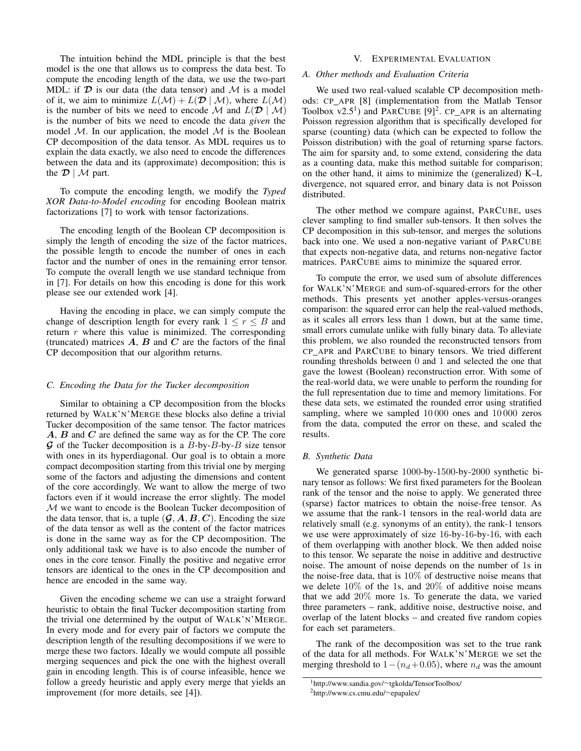The intuition behind the MDL principle is that the best model is the one that allows us to compress the data best. To compute the encoding length of the data, we use the two-part MDL: if $\mathcal{D}$ is our data (the data tensor) and $\mathcal{M}$ is a model of it, we aim to minimize $L(\mathcal{M}) + L(\mathcal{D} \mid \mathcal{M})$, where $L(\mathcal{M})$ is the number of bits we need to encode $\mathcal{M}$ and $L(\mathcal{D} \mid \mathcal{M})$ is the number of bits we need to encode the data *given* the model $\mathcal{M}$. In our application, the model $\mathcal{M}$ is the Boolean CP decomposition of the data tensor. As MDL requires us to explain the data exactly, we also need to encode the differences between the data and its (approximate) decomposition; this is the $\mathcal{D} \mid \mathcal{M}$ part.

To compute the encoding length, we modify the *Typed XOR Data-to-Model encoding* for encoding Boolean matrix factorizations [7] to work with tensor factorizations.

The encoding length of the Boolean CP decomposition is simply the length of encoding the size of the factor matrices, the possible length to encode the number of ones in each factor and the number of ones in the remaining error tensor. To compute the overall length we use standard technique from in [7]. For details on how this encoding is done for this work please see our extended work [4].

Having the encoding in place, we can simply compute the change of description length for every rank $1 \leq r \leq B$ and return $r$ where this value is minimized. The corresponding (truncated) matrices $\boldsymbol{A}$, $\boldsymbol{B}$ and $\boldsymbol{C}$ are the factors of the final CP decomposition that our algorithm returns.

### C. Encoding the Data for the Tucker decomposition

Similar to obtaining a CP decomposition from the blocks returned by WALK'N'MERGE these blocks also define a trivial Tucker decomposition of the same tensor. The factor matrices $\boldsymbol{A}$, $\boldsymbol{B}$ and $\boldsymbol{C}$ are defined the same way as for the CP. The core $\mathcal{G}$ of the Tucker decomposition is a $B$-by-$B$-by-$B$ size tensor with ones in its hyperdiagonal. Our goal is to obtain a more compact decomposition starting from this trivial one by merging some of the factors and adjusting the dimensions and content of the core accordingly. We want to allow the merge of two factors even if it would increase the error slightly. The model $\mathcal{M}$ we want to encode is the Boolean Tucker decomposition of the data tensor, that is, a tuple $(\mathcal{G}, \boldsymbol{A}, \boldsymbol{B}, \boldsymbol{C})$. Encoding the size of the data tensor as well as the content of the factor matrices is done in the same way as for the CP decomposition. The only additional task we have is to also encode the number of ones in the core tensor. Finally the positive and negative error tensors are identical to the ones in the CP decomposition and hence are encoded in the same way.

Given the encoding scheme we can use a straight forward heuristic to obtain the final Tucker decomposition starting from the trivial one determined by the output of WALK'N'MERGE. In every mode and for every pair of factors we compute the description length of the resulting decompositions if we were to merge these two factors. Ideally we would compute all possible merging sequences and pick the one with the highest overall gain in encoding length. This is of course infeasible, hence we follow a greedy heuristic and apply every merge that yields an improvement (for more details, see [4]).

## V. EXPERIMENTAL EVALUATION

### A. Other methods and Evaluation Criteria

We used two real-valued scalable CP decomposition methods: CP_APR [8] (implementation from the Matlab Tensor Toolbox v2.5[1]) and PARCUBE [9][2]. CP_APR is an alternating Poisson regression algorithm that is specifically developed for sparse (counting) data (which can be expected to follow the Poisson distribution) with the goal of returning sparse factors. The aim for sparsity and, to some extend, considering the data as a counting data, make this method suitable for comparison; on the other hand, it aims to minimize the (generalized) K–L divergence, not squared error, and binary data is not Poisson distributed.

The other method we compare against, PARCUBE, uses clever sampling to find smaller sub-tensors. It then solves the CP decomposition in this sub-tensor, and merges the solutions back into one. We used a non-negative variant of PARCUBE that expects non-negative data, and returns non-negative factor matrices. PARCUBE aims to minimize the squared error.

To compute the error, we used sum of absolute differences for WALK'N'MERGE and sum-of-squared-errors for the other methods. This presents yet another apples-versus-oranges comparison: the squared error can help the real-valued methods, as it scales all errors less than 1 down, but at the same time, small errors cumulate unlike with fully binary data. To alleviate this problem, we also rounded the reconstructed tensors from CP_APR and PARCUBE to binary tensors. We tried different rounding thresholds between 0 and 1 and selected the one that gave the lowest (Boolean) reconstruction error. With some of the real-world data, we were unable to perform the rounding for the full representation due to time and memory limitations. For these data sets, we estimated the rounded error using stratified sampling, where we sampled 10 000 ones and 10 000 zeros from the data, computed the error on these, and scaled the results.

### B. Synthetic Data

We generated sparse 1000-by-1500-by-2000 synthetic binary tensor as follows: We first fixed parameters for the Boolean rank of the tensor and the noise to apply. We generated three (sparse) factor matrices to obtain the noise-free tensor. As we assume that the rank-1 tensors in the real-world data are relatively small (e.g. synonyms of an entity), the rank-1 tensors we use were approximately of size 16-by-16-by-16, with each of them overlapping with another block. We then added noise to this tensor. We separate the noise in additive and destructive noise. The amount of noise depends on the number of 1s in the noise-free data, that is 10% of destructive noise means that we delete 10% of the 1s, and 20% of additive noise means that we add 20% more 1s. To generate the data, we varied three parameters – rank, additive noise, destructive noise, and overlap of the latent blocks – and created five random copies for each set parameters.

The rank of the decomposition was set to the true rank of the data for all methods. For WALK'N'MERGE we set the merging threshold to $1-(n_d+0.05)$, where $n_d$ was the amount

[1] http://www.sandia.gov/~tgkolda/TensorToolbox/

[2] http://www.cs.cmu.edu/~epapalex/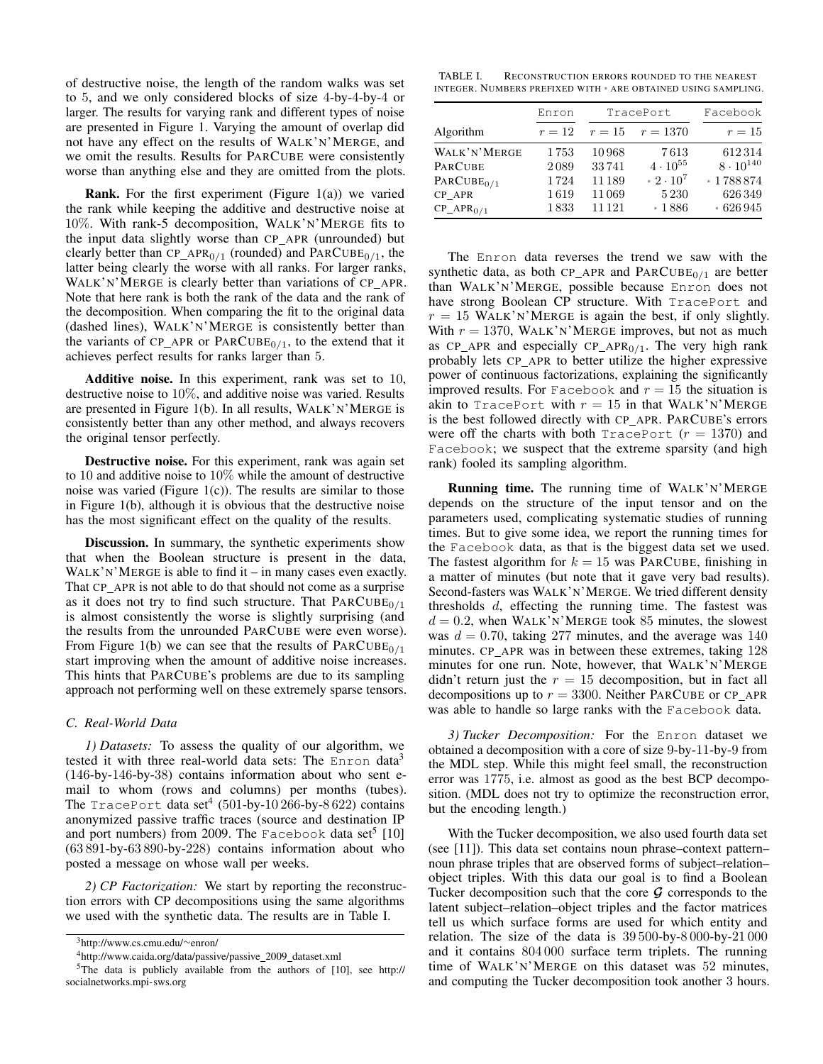of destructive noise, the length of the random walks was set to 5, and we only considered blocks of size 4-by-4-by-4 or larger. The results for varying rank and different types of noise are presented in Figure 1. Varying the amount of overlap did not have any effect on the results of WALK'N'MERGE, and we omit the results. Results for PARCUBE were consistently worse than anything else and they are omitted from the plots.

**Rank.** For the first experiment (Figure 1(a)) we varied the rank while keeping the additive and destructive noise at 10%. With rank-5 decomposition, WALK'N'MERGE fits to the input data slightly worse than CP_APR (unrounded) but clearly better than $\text{CP\_APR}_{0/1}$ (rounded) and $\text{PARCUBE}_{0/1}$, the latter being clearly the worse with all ranks. For larger ranks, WALK'N'MERGE is clearly better than variations of CP_APR. Note that here rank is both the rank of the data and the rank of the decomposition. When comparing the fit to the original data (dashed lines), WALK'N'MERGE is consistently better than the variants of CP_APR or $\text{PARCUBE}_{0/1}$, to the extend that it achieves perfect results for ranks larger than 5.

**Additive noise.** In this experiment, rank was set to 10, destructive noise to 10%, and additive noise was varied. Results are presented in Figure 1(b). In all results, WALK'N'MERGE is consistently better than any other method, and always recovers the original tensor perfectly.

**Destructive noise.** For this experiment, rank was again set to 10 and additive noise to 10% while the amount of destructive noise was varied (Figure 1(c)). The results are similar to those in Figure 1(b), although it is obvious that the destructive noise has the most significant effect on the quality of the results.

**Discussion.** In summary, the synthetic experiments show that when the Boolean structure is present in the data, WALK'N'MERGE is able to find it – in many cases even exactly. That CP_APR is not able to do that should not come as a surprise as it does not try to find such structure. That $\text{PARCUBE}_{0/1}$ is almost consistently the worse is slightly surprising (and the results from the unrounded PARCUBE were even worse). From Figure 1(b) we can see that the results of $\text{PARCUBE}_{0/1}$ start improving when the amount of additive noise increases. This hints that PARCUBE's problems are due to its sampling approach not performing well on these extremely sparse tensors.

### C. Real-World Data

*1) Datasets:* To assess the quality of our algorithm, we tested it with three real-world data sets: The Enron data[3] (146-by-146-by-38) contains information about who sent e-mail to whom (rows and columns) per months (tubes). The TracePort data set[4] (501-by-10 266-by-8 622) contains anonymized passive traffic traces (source and destination IP and port numbers) from 2009. The Facebook data set[5] [10] (63 891-by-63 890-by-228) contains information about who posted a message on whose wall per weeks.

*2) CP Factorization:* We start by reporting the reconstruction errors with CP decompositions using the same algorithms we used with the synthetic data. The results are in Table I.

[3] http://www.cs.cmu.edu/~enron/

[4] http://www.caida.org/data/passive/passive_2009_dataset.xml

[5] The data is publicly available from the authors of [10], see http://socialnetworks.mpi-sws.org

TABLE I. RECONSTRUCTION ERRORS ROUNDED TO THE NEAREST INTEGER. NUMBERS PREFIXED WITH * ARE OBTAINED USING SAMPLING.

| | Enron | TracePort | | Facebook |
|---|---|---|---|---|
| Algorithm | $r = 12$ | $r = 15$ | $r = 1370$ | $r = 15$ |
| WALK'N'MERGE | 1753 | 10 968 | 7613 | 612 314 |
| PARCUBE | 2089 | 33 741 | $4 \cdot 10^{55}$ | $8 \cdot 10^{140}$ |
| $\text{PARCUBE}_{0/1}$ | 1724 | 11 189 | $* \, 2 \cdot 10^{7}$ | * 1 788 874 |
| CP_APR | 1619 | 11 069 | 5230 | 626 349 |
| $\text{CP\_APR}_{0/1}$ | 1833 | 11 121 | * 1886 | * 626 945 |

The Enron data reverses the trend we saw with the synthetic data, as both CP_APR and $\text{PARCUBE}_{0/1}$ are better than WALK'N'MERGE, possible because Enron does not have strong Boolean CP structure. With TracePort and $r = 15$ WALK'N'MERGE is again the best, if only slightly. With $r = 1370$, WALK'N'MERGE improves, but not as much as CP_APR and especially $\text{CP\_APR}_{0/1}$. The very high rank probably lets CP_APR to better utilize the higher expressive power of continuous factorizations, explaining the significantly improved results. For Facebook and $r = 15$ the situation is akin to TracePort with $r = 15$ in that WALK'N'MERGE is the best followed directly with CP_APR. PARCUBE's errors were off the charts with both TracePort ($r = 1370$) and Facebook; we suspect that the extreme sparsity (and high rank) fooled its sampling algorithm.

**Running time.** The running time of WALK'N'MERGE depends on the structure of the input tensor and on the parameters used, complicating systematic studies of running times. But to give some idea, we report the running times for the Facebook data, as that is the biggest data set we used. The fastest algorithm for $k = 15$ was PARCUBE, finishing in a matter of minutes (but note that it gave very bad results). Second-fasters was WALK'N'MERGE. We tried different density thresholds $d$, effecting the running time. The fastest was $d = 0.2$, when WALK'N'MERGE took 85 minutes, the slowest was $d = 0.70$, taking 277 minutes, and the average was 140 minutes. CP_APR was in between these extremes, taking 128 minutes for one run. Note, however, that WALK'N'MERGE didn't return just the $r = 15$ decomposition, but in fact all decompositions up to $r = 3300$. Neither PARCUBE or CP_APR was able to handle so large ranks with the Facebook data.

*3) Tucker Decomposition:* For the Enron dataset we obtained a decomposition with a core of size 9-by-11-by-9 from the MDL step. While this might feel small, the reconstruction error was 1775, i.e. almost as good as the best BCP decomposition. (MDL does not try to optimize the reconstruction error, but the encoding length.)

With the Tucker decomposition, we also used fourth data set (see [11]). This data set contains noun phrase–context pattern–noun phrase triples that are observed forms of subject–relation–object triples. With this data our goal is to find a Boolean Tucker decomposition such that the core $\mathcal{G}$ corresponds to the latent subject–relation–object triples and the factor matrices tell us which surface forms are used for which entity and relation. The size of the data is 39 500-by-8 000-by-21 000 and it contains 804 000 surface term triplets. The running time of WALK'N'MERGE on this dataset was 52 minutes, and computing the Tucker decomposition took another 3 hours.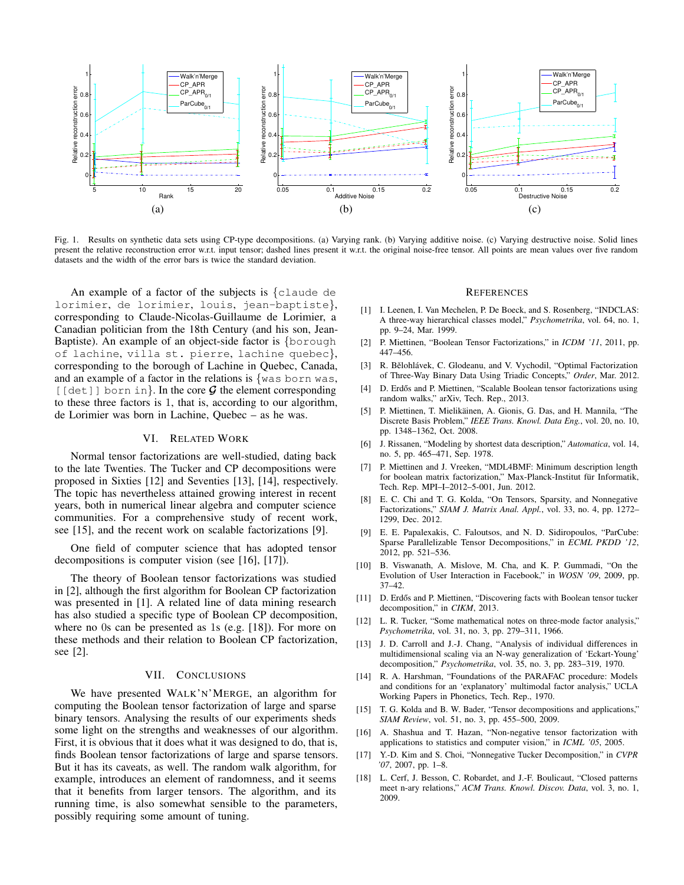Relative reconstruction error

Rank

(a)

Additive Noise

(b)

Destructive Noise

(c)

Walk'n'Merge
CP_APR
CP_APR$_{0/1}$
ParCube$_{0/1}$

Fig. 1. Results on synthetic data sets using CP-type decompositions. (a) Varying rank. (b) Varying additive noise. (c) Varying destructive noise. Solid lines present the relative reconstruction error w.r.t. input tensor; dashed lines present it w.r.t. the original noise-free tensor. All points are mean values over five random datasets and the width of the error bars is twice the standard deviation.

An example of a factor of the subjects is {`claude de lorimier`, `de lorimier`, `louis`, `jean-baptiste`}, corresponding to Claude-Nicolas-Guillaume de Lorimier, a Canadian politician from the 18th Century (and his son, Jean-Baptiste). An example of an object-side factor is {`borough of lachine`, `villa st. pierre`, `lachine quebec`}, corresponding to the borough of Lachine in Quebec, Canada, and an example of a factor in the relations is {`was born was`, `[[det]] born in`}. In the core $\mathcal{G}$ the element corresponding to these three factors is 1, that is, according to our algorithm, de Lorimier was born in Lachine, Quebec – as he was.

## VI. Related Work

Normal tensor factorizations are well-studied, dating back to the late Twenties. The Tucker and CP decompositions were proposed in Sixties [12] and Seventies [13], [14], respectively. The topic has nevertheless attained growing interest in recent years, both in numerical linear algebra and computer science communities. For a comprehensive study of recent work, see [15], and the recent work on scalable factorizations [9].

One field of computer science that has adopted tensor decompositions is computer vision (see [16], [17]).

The theory of Boolean tensor factorizations was studied in [2], although the first algorithm for Boolean CP factorization was presented in [1]. A related line of data mining research has also studied a specific type of Boolean CP decomposition, where no 0s can be presented as 1s (e.g. [18]). For more on these methods and their relation to Boolean CP factorization, see [2].

## VII. Conclusions

We have presented Walk'n'Merge, an algorithm for computing the Boolean tensor factorization of large and sparse binary tensors. Analysing the results of our experiments sheds some light on the strengths and weaknesses of our algorithm. First, it is obvious that it does what it was designed to do, that is, finds Boolean tensor factorizations of large and sparse tensors. But it has its caveats, as well. The random walk algorithm, for example, introduces an element of randomness, and it seems that it benefits from larger tensors. The algorithm, and its running time, is also somewhat sensible to the parameters, possibly requiring some amount of tuning.

## References

[1] I. Leenen, I. Van Mechelen, P. De Boeck, and S. Rosenberg, "INDCLAS: A three-way hierarchical classes model," *Psychometrika*, vol. 64, no. 1, pp. 9–24, Mar. 1999.

[2] P. Miettinen, "Boolean Tensor Factorizations," in *ICDM '11*, 2011, pp. 447–456.

[3] R. Bělohlávek, C. Glodeanu, and V. Vychodil, "Optimal Factorization of Three-Way Binary Data Using Triadic Concepts," *Order*, Mar. 2012.

[4] D. Erdős and P. Miettinen, "Scalable Boolean tensor factorizations using random walks," arXiv, Tech. Rep., 2013.

[5] P. Miettinen, T. Mielikäinen, A. Gionis, G. Das, and H. Mannila, "The Discrete Basis Problem," *IEEE Trans. Knowl. Data Eng.*, vol. 20, no. 10, pp. 1348–1362, Oct. 2008.

[6] J. Rissanen, "Modeling by shortest data description," *Automatica*, vol. 14, no. 5, pp. 465–471, Sep. 1978.

[7] P. Miettinen and J. Vreeken, "MDL4BMF: Minimum description length for boolean matrix factorization," Max-Planck-Institut für Informatik, Tech. Rep. MPI–I–2012–5-001, Jun. 2012.

[8] E. C. Chi and T. G. Kolda, "On Tensors, Sparsity, and Nonnegative Factorizations," *SIAM J. Matrix Anal. Appl.*, vol. 33, no. 4, pp. 1272–1299, Dec. 2012.

[9] E. E. Papalexakis, C. Faloutsos, and N. D. Sidiropoulos, "ParCube: Sparse Parallelizable Tensor Decompositions," in *ECML PKDD '12*, 2012, pp. 521–536.

[10] B. Viswanath, A. Mislove, M. Cha, and K. P. Gummadi, "On the Evolution of User Interaction in Facebook," in *WOSN '09*, 2009, pp. 37–42.

[11] D. Erdős and P. Miettinen, "Discovering facts with Boolean tensor tucker decomposition," in *CIKM*, 2013.

[12] L. R. Tucker, "Some mathematical notes on three-mode factor analysis," *Psychometrika*, vol. 31, no. 3, pp. 279–311, 1966.

[13] J. D. Carroll and J.-J. Chang, "Analysis of individual differences in multidimensional scaling via an N-way generalization of 'Eckart-Young' decomposition," *Psychometrika*, vol. 35, no. 3, pp. 283–319, 1970.

[14] R. A. Harshman, "Foundations of the PARAFAC procedure: Models and conditions for an 'explanatory' multimodal factor analysis," UCLA Working Papers in Phonetics, Tech. Rep., 1970.

[15] T. G. Kolda and B. W. Bader, "Tensor decompositions and applications," *SIAM Review*, vol. 51, no. 3, pp. 455–500, 2009.

[16] A. Shashua and T. Hazan, "Non-negative tensor factorization with applications to statistics and computer vision," in *ICML '05*, 2005.

[17] Y.-D. Kim and S. Choi, "Nonnegative Tucker Decomposition," in *CVPR '07*, 2007, pp. 1–8.

[18] L. Cerf, J. Besson, C. Robardet, and J.-F. Boulicaut, "Closed patterns meet n-ary relations," *ACM Trans. Knowl. Discov. Data*, vol. 3, no. 1, 2009.